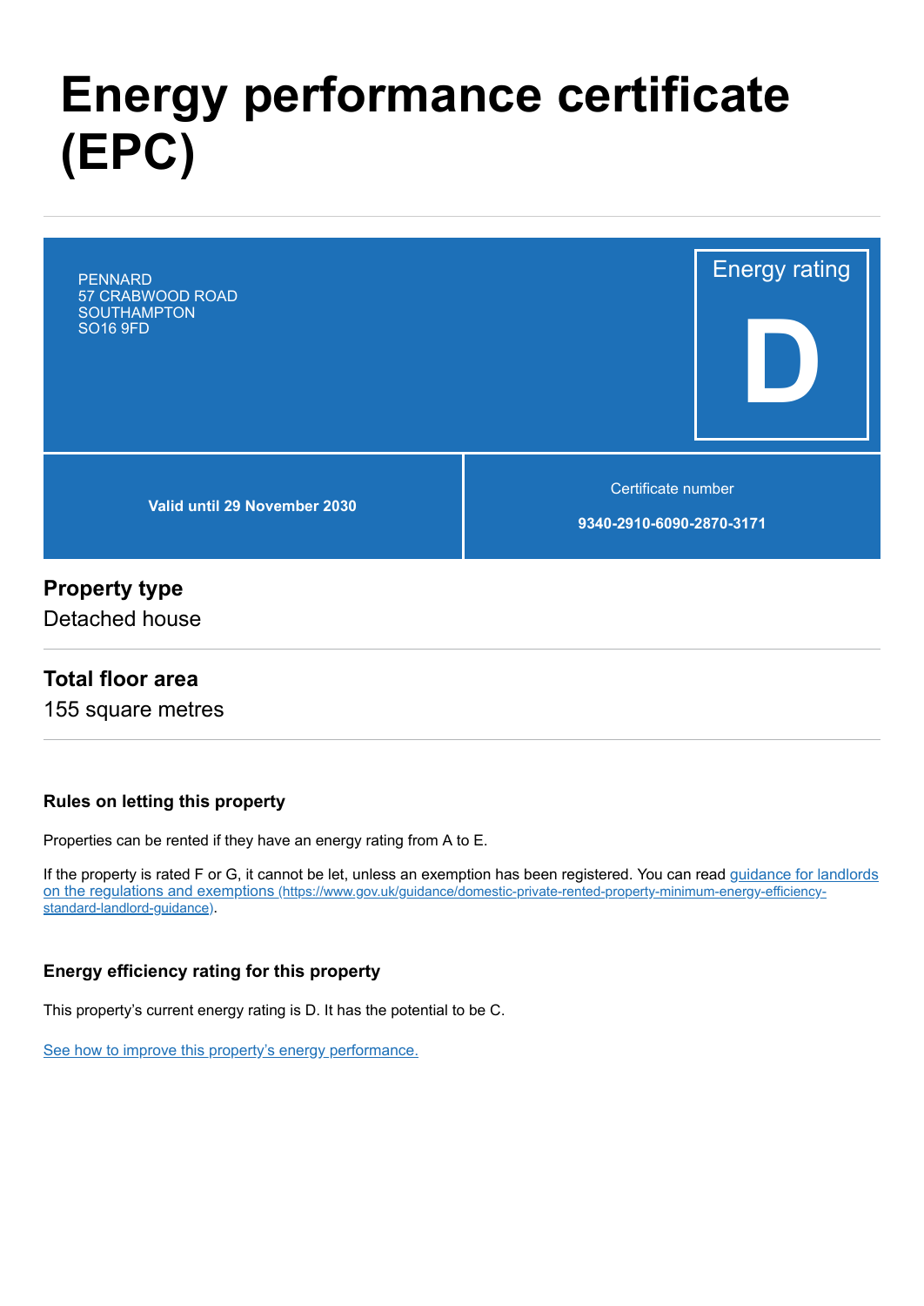# Energy performance certificate (EPC)

PENNARD
57 CRABWOOD ROAD
SOUTHAMPTON
SO16 9FD

Energy rating

**D**

**Valid until 29 November 2030**

Certificate number

**9340-2910-6090-2870-3171**

## Property type

Detached house

## Total floor area

155 square metres

### Rules on letting this property

Properties can be rented if they have an energy rating from A to E.

If the property is rated F or G, it cannot be let, unless an exemption has been registered. You can read [guidance for landlords on the regulations and exemptions (https://www.gov.uk/guidance/domestic-private-rented-property-minimum-energy-efficiency-standard-landlord-guidance)](https://www.gov.uk/guidance/domestic-private-rented-property-minimum-energy-efficiency-standard-landlord-guidance).

### Energy efficiency rating for this property

This property's current energy rating is D. It has the potential to be C.

See how to improve this property's energy performance.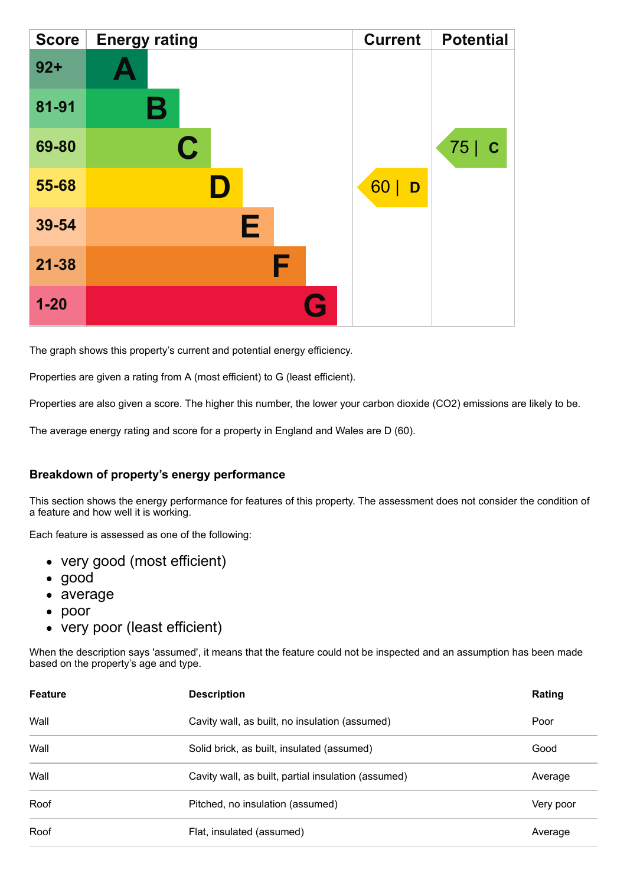| Score | Energy rating | Current | Potential |
|---|---|---|---|
| 92+ | A | | |
| 81-91 | B | | |
| 69-80 | C | | 75 \| C |
| 55-68 | D | 60 \| D | |
| 39-54 | E | | |
| 21-38 | F | | |
| 1-20 | G | | |

The graph shows this property's current and potential energy efficiency.

Properties are given a rating from A (most efficient) to G (least efficient).

Properties are also given a score. The higher this number, the lower your carbon dioxide ($CO_2$) emissions are likely to be.

The average energy rating and score for a property in England and Wales are D (60).

### Breakdown of property's energy performance

This section shows the energy performance for features of this property. The assessment does not consider the condition of a feature and how well it is working.

Each feature is assessed as one of the following:

- very good (most efficient)
- good
- average
- poor
- very poor (least efficient)

When the description says 'assumed', it means that the feature could not be inspected and an assumption has been made based on the property's age and type.

| Feature | Description | Rating |
|---|---|---|
| Wall | Cavity wall, as built, no insulation (assumed) | Poor |
| Wall | Solid brick, as built, insulated (assumed) | Good |
| Wall | Cavity wall, as built, partial insulation (assumed) | Average |
| Roof | Pitched, no insulation (assumed) | Very poor |
| Roof | Flat, insulated (assumed) | Average |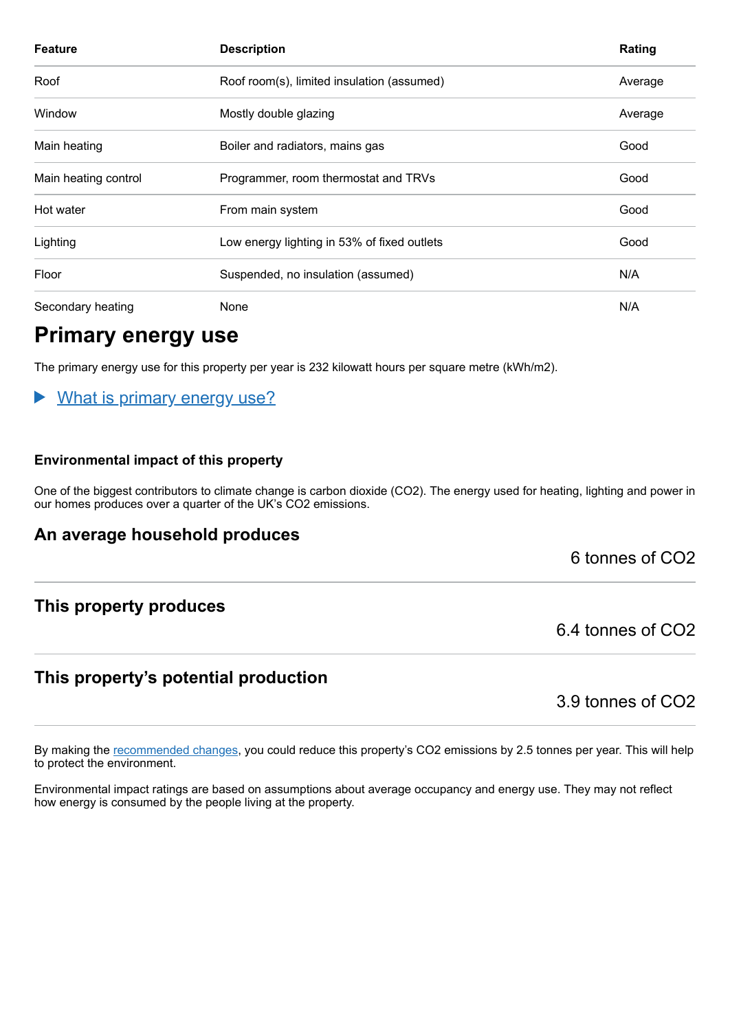| Feature | Description | Rating |
|---|---|---|
| Roof | Roof room(s), limited insulation (assumed) | Average |
| Window | Mostly double glazing | Average |
| Main heating | Boiler and radiators, mains gas | Good |
| Main heating control | Programmer, room thermostat and TRVs | Good |
| Hot water | From main system | Good |
| Lighting | Low energy lighting in 53% of fixed outlets | Good |
| Floor | Suspended, no insulation (assumed) | N/A |
| Secondary heating | None | N/A |

## Primary energy use

The primary energy use for this property per year is 232 kilowatt hours per square metre (kWh/m2).

▶ What is primary energy use?

#### Environmental impact of this property

One of the biggest contributors to climate change is carbon dioxide ($CO_2$). The energy used for heating, lighting and power in our homes produces over a quarter of the UK's $CO_2$ emissions.

### An average household produces

6 tonnes of $CO_2$

### This property produces

6.4 tonnes of $CO_2$

### This property's potential production

3.9 tonnes of $CO_2$

By making the recommended changes, you could reduce this property's $CO_2$ emissions by 2.5 tonnes per year. This will help to protect the environment.

Environmental impact ratings are based on assumptions about average occupancy and energy use. They may not reflect how energy is consumed by the people living at the property.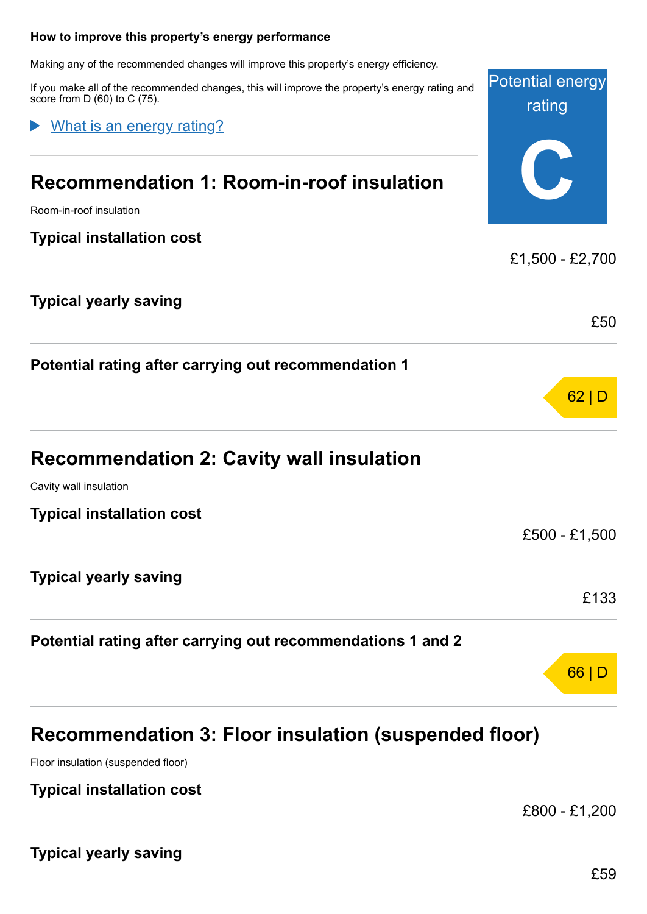### How to improve this property's energy performance

Making any of the recommended changes will improve this property's energy efficiency.

If you make all of the recommended changes, this will improve the property's energy rating and score from D (60) to C (75).

Potential energy rating

**C**

▶ What is an energy rating?

## Recommendation 1: Room-in-roof insulation

Room-in-roof insulation

**Typical installation cost**

£1,500 - £2,700

**Typical yearly saving**

£50

**Potential rating after carrying out recommendation 1**

62 | D

## Recommendation 2: Cavity wall insulation

Cavity wall insulation

**Typical installation cost**

£500 - £1,500

**Typical yearly saving**

£133

**Potential rating after carrying out recommendations 1 and 2**

66 | D

## Recommendation 3: Floor insulation (suspended floor)

Floor insulation (suspended floor)

**Typical installation cost**

£800 - £1,200

**Typical yearly saving**

£59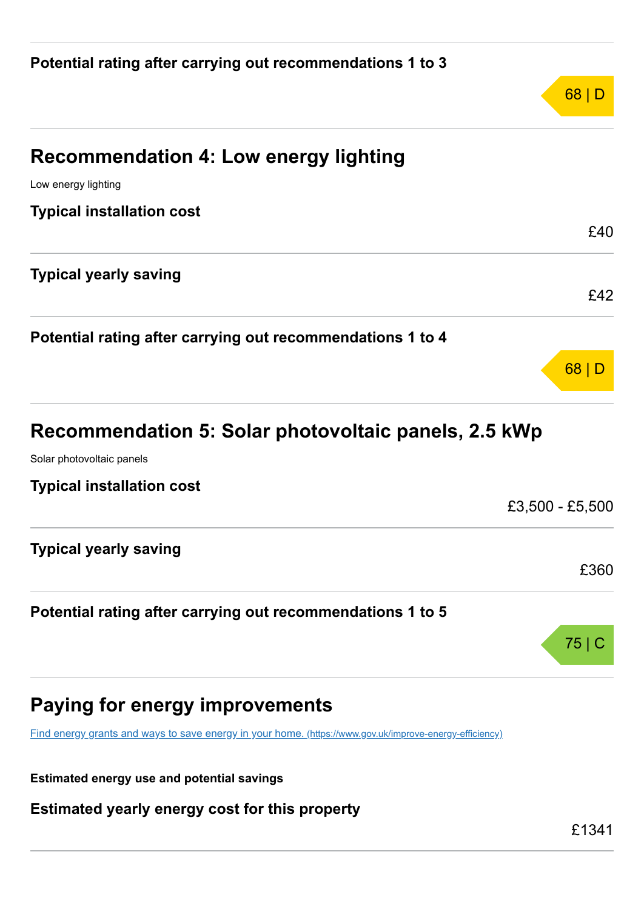**Potential rating after carrying out recommendations 1 to 3**

68 | D

## Recommendation 4: Low energy lighting

Low energy lighting

**Typical installation cost**

£40

**Typical yearly saving**

£42

**Potential rating after carrying out recommendations 1 to 4**

68 | D

## Recommendation 5: Solar photovoltaic panels, 2.5 kWp

Solar photovoltaic panels

**Typical installation cost**

£3,500 - £5,500

**Typical yearly saving**

£360

**Potential rating after carrying out recommendations 1 to 5**

75 | C

## Paying for energy improvements

[Find energy grants and ways to save energy in your home. (https://www.gov.uk/improve-energy-efficiency)](https://www.gov.uk/improve-energy-efficiency)

**Estimated energy use and potential savings**

**Estimated yearly energy cost for this property**

£1341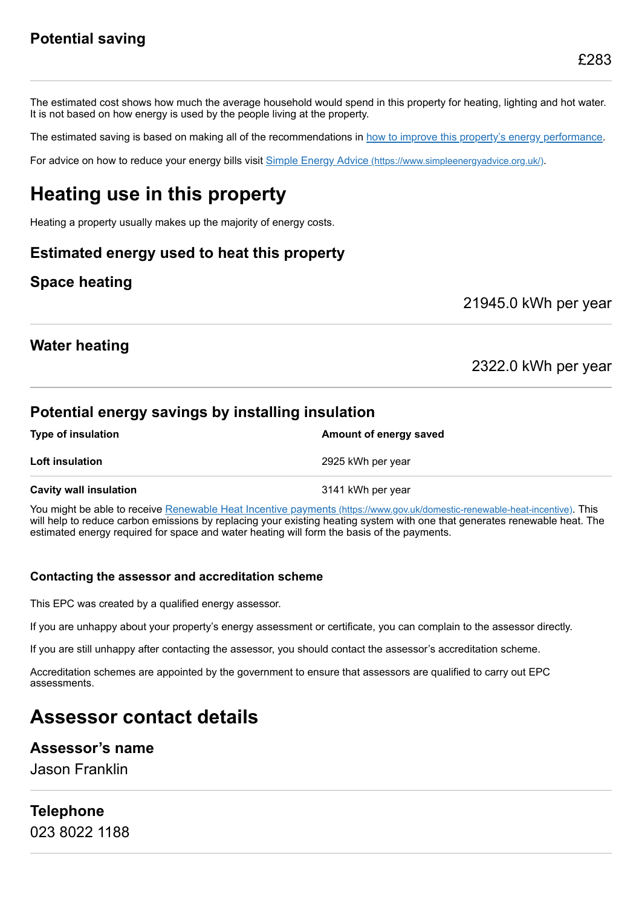## Potential saving

£283

The estimated cost shows how much the average household would spend in this property for heating, lighting and hot water. It is not based on how energy is used by the people living at the property.

The estimated saving is based on making all of the recommendations in [how to improve this property's energy performance](#).

For advice on how to reduce your energy bills visit [Simple Energy Advice (https://www.simpleenergyadvice.org.uk/)](https://www.simpleenergyadvice.org.uk/).

# Heating use in this property

Heating a property usually makes up the majority of energy costs.

## Estimated energy used to heat this property

## Space heating

21945.0 kWh per year

## Water heating

2322.0 kWh per year

## Potential energy savings by installing insulation

| Type of insulation | Amount of energy saved |
| --- | --- |
| **Loft insulation** | 2925 kWh per year |
| **Cavity wall insulation** | 3141 kWh per year |

You might be able to receive [Renewable Heat Incentive payments (https://www.gov.uk/domestic-renewable-heat-incentive)](https://www.gov.uk/domestic-renewable-heat-incentive). This will help to reduce carbon emissions by replacing your existing heating system with one that generates renewable heat. The estimated energy required for space and water heating will form the basis of the payments.

### Contacting the assessor and accreditation scheme

This EPC was created by a qualified energy assessor.

If you are unhappy about your property's energy assessment or certificate, you can complain to the assessor directly.

If you are still unhappy after contacting the assessor, you should contact the assessor's accreditation scheme.

Accreditation schemes are appointed by the government to ensure that assessors are qualified to carry out EPC assessments.

# Assessor contact details

## Assessor's name

Jason Franklin

## Telephone

023 8022 1188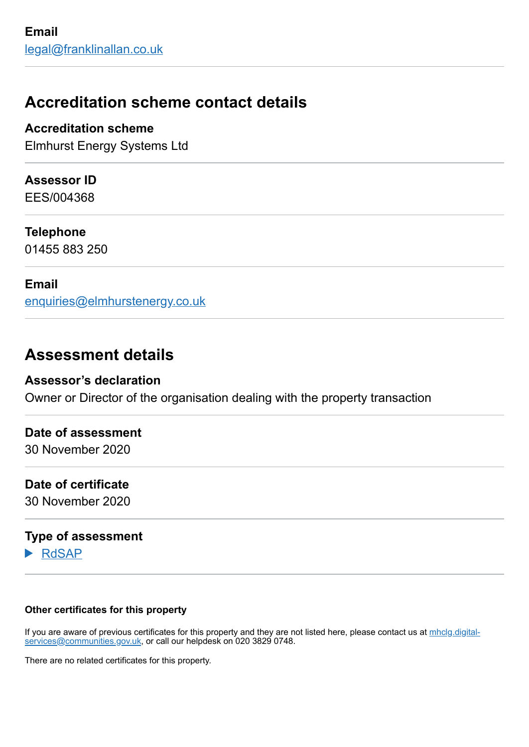**Email**
legal@franklinallan.co.uk

## Accreditation scheme contact details

**Accreditation scheme**
Elmhurst Energy Systems Ltd

**Assessor ID**
EES/004368

**Telephone**
01455 883 250

**Email**
enquiries@elmhurstenergy.co.uk

## Assessment details

**Assessor's declaration**
Owner or Director of the organisation dealing with the property transaction

**Date of assessment**
30 November 2020

**Date of certificate**
30 November 2020

**Type of assessment**
▶ RdSAP

**Other certificates for this property**

If you are aware of previous certificates for this property and they are not listed here, please contact us at mhclg.digital-services@communities.gov.uk, or call our helpdesk on 020 3829 0748.

There are no related certificates for this property.